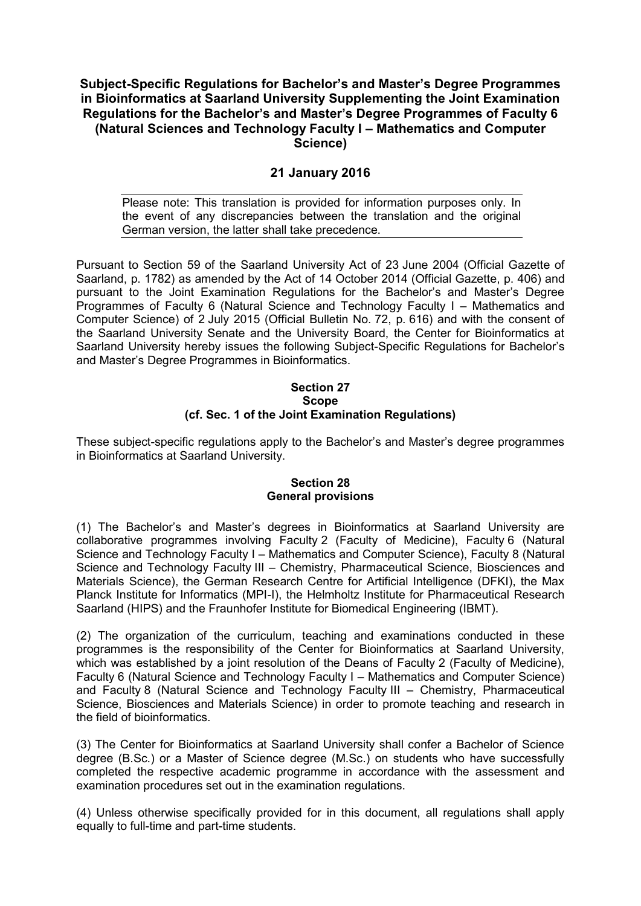# Subject-Specific Regulations for Bachelor's and Master's Degree Programmes in Bioinformatics at Saarland University Supplementing the Joint Examination Regulations for the Bachelor's and Master's Degree Programmes of Faculty 6 (Natural Sciences and Technology Faculty I – Mathematics and Computer Science)

**21 January 2016**

Please note: This translation is provided for information purposes only. In the event of any discrepancies between the translation and the original German version, the latter shall take precedence.

Pursuant to Section 59 of the Saarland University Act of 23 June 2004 (Official Gazette of Saarland, p. 1782) as amended by the Act of 14 October 2014 (Official Gazette, p. 406) and pursuant to the Joint Examination Regulations for the Bachelor's and Master's Degree Programmes of Faculty 6 (Natural Science and Technology Faculty I – Mathematics and Computer Science) of 2 July 2015 (Official Bulletin No. 72, p. 616) and with the consent of the Saarland University Senate and the University Board, the Center for Bioinformatics at Saarland University hereby issues the following Subject-Specific Regulations for Bachelor's and Master's Degree Programmes in Bioinformatics.

## Section 27
## Scope
## (cf. Sec. 1 of the Joint Examination Regulations)

These subject-specific regulations apply to the Bachelor's and Master's degree programmes in Bioinformatics at Saarland University.

## Section 28
## General provisions

(1) The Bachelor's and Master's degrees in Bioinformatics at Saarland University are collaborative programmes involving Faculty 2 (Faculty of Medicine), Faculty 6 (Natural Science and Technology Faculty I – Mathematics and Computer Science), Faculty 8 (Natural Science and Technology Faculty III – Chemistry, Pharmaceutical Science, Biosciences and Materials Science), the German Research Centre for Artificial Intelligence (DFKI), the Max Planck Institute for Informatics (MPI-I), the Helmholtz Institute for Pharmaceutical Research Saarland (HIPS) and the Fraunhofer Institute for Biomedical Engineering (IBMT).

(2) The organization of the curriculum, teaching and examinations conducted in these programmes is the responsibility of the Center for Bioinformatics at Saarland University, which was established by a joint resolution of the Deans of Faculty 2 (Faculty of Medicine), Faculty 6 (Natural Science and Technology Faculty I – Mathematics and Computer Science) and Faculty 8 (Natural Science and Technology Faculty III – Chemistry, Pharmaceutical Science, Biosciences and Materials Science) in order to promote teaching and research in the field of bioinformatics.

(3) The Center for Bioinformatics at Saarland University shall confer a Bachelor of Science degree (B.Sc.) or a Master of Science degree (M.Sc.) on students who have successfully completed the respective academic programme in accordance with the assessment and examination procedures set out in the examination regulations.

(4) Unless otherwise specifically provided for in this document, all regulations shall apply equally to full-time and part-time students.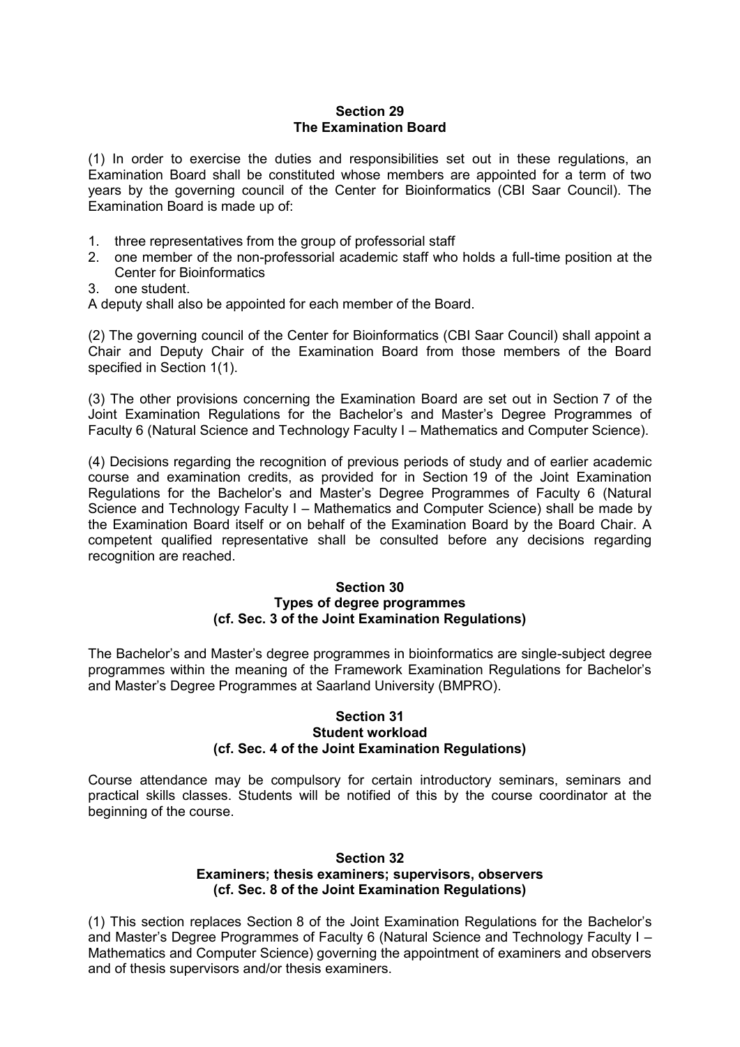## Section 29
## The Examination Board

(1) In order to exercise the duties and responsibilities set out in these regulations, an Examination Board shall be constituted whose members are appointed for a term of two years by the governing council of the Center for Bioinformatics (CBI Saar Council). The Examination Board is made up of:

1. three representatives from the group of professorial staff
2. one member of the non-professorial academic staff who holds a full-time position at the Center for Bioinformatics
3. one student.

A deputy shall also be appointed for each member of the Board.

(2) The governing council of the Center for Bioinformatics (CBI Saar Council) shall appoint a Chair and Deputy Chair of the Examination Board from those members of the Board specified in Section 1(1).

(3) The other provisions concerning the Examination Board are set out in Section 7 of the Joint Examination Regulations for the Bachelor's and Master's Degree Programmes of Faculty 6 (Natural Science and Technology Faculty I – Mathematics and Computer Science).

(4) Decisions regarding the recognition of previous periods of study and of earlier academic course and examination credits, as provided for in Section 19 of the Joint Examination Regulations for the Bachelor's and Master's Degree Programmes of Faculty 6 (Natural Science and Technology Faculty I – Mathematics and Computer Science) shall be made by the Examination Board itself or on behalf of the Examination Board by the Board Chair. A competent qualified representative shall be consulted before any decisions regarding recognition are reached.

## Section 30
## Types of degree programmes
## (cf. Sec. 3 of the Joint Examination Regulations)

The Bachelor's and Master's degree programmes in bioinformatics are single-subject degree programmes within the meaning of the Framework Examination Regulations for Bachelor's and Master's Degree Programmes at Saarland University (BMPRO).

## Section 31
## Student workload
## (cf. Sec. 4 of the Joint Examination Regulations)

Course attendance may be compulsory for certain introductory seminars, seminars and practical skills classes. Students will be notified of this by the course coordinator at the beginning of the course.

## Section 32
## Examiners; thesis examiners; supervisors, observers
## (cf. Sec. 8 of the Joint Examination Regulations)

(1) This section replaces Section 8 of the Joint Examination Regulations for the Bachelor's and Master's Degree Programmes of Faculty 6 (Natural Science and Technology Faculty I – Mathematics and Computer Science) governing the appointment of examiners and observers and of thesis supervisors and/or thesis examiners.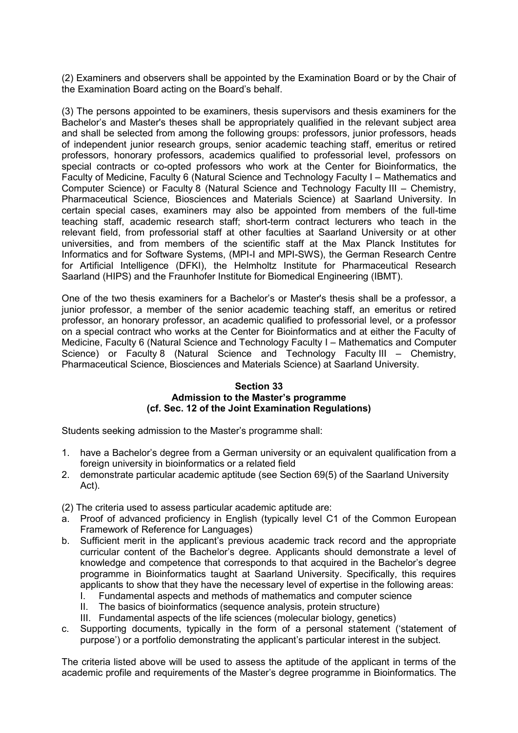(2) Examiners and observers shall be appointed by the Examination Board or by the Chair of the Examination Board acting on the Board's behalf.

(3) The persons appointed to be examiners, thesis supervisors and thesis examiners for the Bachelor's and Master's theses shall be appropriately qualified in the relevant subject area and shall be selected from among the following groups: professors, junior professors, heads of independent junior research groups, senior academic teaching staff, emeritus or retired professors, honorary professors, academics qualified to professorial level, professors on special contracts or co-opted professors who work at the Center for Bioinformatics, the Faculty of Medicine, Faculty 6 (Natural Science and Technology Faculty I – Mathematics and Computer Science) or Faculty 8 (Natural Science and Technology Faculty III – Chemistry, Pharmaceutical Science, Biosciences and Materials Science) at Saarland University. In certain special cases, examiners may also be appointed from members of the full-time teaching staff, academic research staff; short-term contract lecturers who teach in the relevant field, from professorial staff at other faculties at Saarland University or at other universities, and from members of the scientific staff at the Max Planck Institutes for Informatics and for Software Systems, (MPI-I and MPI-SWS), the German Research Centre for Artificial Intelligence (DFKI), the Helmholtz Institute for Pharmaceutical Research Saarland (HIPS) and the Fraunhofer Institute for Biomedical Engineering (IBMT).

One of the two thesis examiners for a Bachelor's or Master's thesis shall be a professor, a junior professor, a member of the senior academic teaching staff, an emeritus or retired professor, an honorary professor, an academic qualified to professorial level, or a professor on a special contract who works at the Center for Bioinformatics and at either the Faculty of Medicine, Faculty 6 (Natural Science and Technology Faculty I – Mathematics and Computer Science) or Faculty 8 (Natural Science and Technology Faculty III – Chemistry, Pharmaceutical Science, Biosciences and Materials Science) at Saarland University.

## Section 33
## Admission to the Master's programme
## (cf. Sec. 12 of the Joint Examination Regulations)

Students seeking admission to the Master's programme shall:

1. have a Bachelor's degree from a German university or an equivalent qualification from a foreign university in bioinformatics or a related field
2. demonstrate particular academic aptitude (see Section 69(5) of the Saarland University Act).

(2) The criteria used to assess particular academic aptitude are:

a. Proof of advanced proficiency in English (typically level C1 of the Common European Framework of Reference for Languages)
b. Sufficient merit in the applicant's previous academic track record and the appropriate curricular content of the Bachelor's degree. Applicants should demonstrate a level of knowledge and competence that corresponds to that acquired in the Bachelor's degree programme in Bioinformatics taught at Saarland University. Specifically, this requires applicants to show that they have the necessary level of expertise in the following areas:
   I. Fundamental aspects and methods of mathematics and computer science
   II. The basics of bioinformatics (sequence analysis, protein structure)
   III. Fundamental aspects of the life sciences (molecular biology, genetics)
c. Supporting documents, typically in the form of a personal statement ('statement of purpose') or a portfolio demonstrating the applicant's particular interest in the subject.

The criteria listed above will be used to assess the aptitude of the applicant in terms of the academic profile and requirements of the Master's degree programme in Bioinformatics. The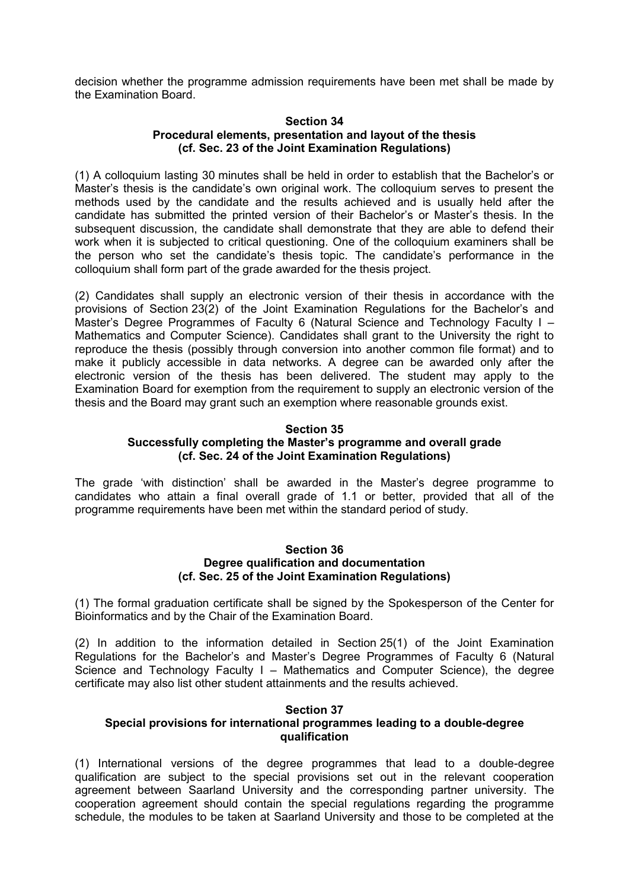decision whether the programme admission requirements have been met shall be made by the Examination Board.

## Section 34
## Procedural elements, presentation and layout of the thesis
## (cf. Sec. 23 of the Joint Examination Regulations)

(1) A colloquium lasting 30 minutes shall be held in order to establish that the Bachelor's or Master's thesis is the candidate's own original work. The colloquium serves to present the methods used by the candidate and the results achieved and is usually held after the candidate has submitted the printed version of their Bachelor's or Master's thesis. In the subsequent discussion, the candidate shall demonstrate that they are able to defend their work when it is subjected to critical questioning. One of the colloquium examiners shall be the person who set the candidate's thesis topic. The candidate's performance in the colloquium shall form part of the grade awarded for the thesis project.

(2) Candidates shall supply an electronic version of their thesis in accordance with the provisions of Section 23(2) of the Joint Examination Regulations for the Bachelor's and Master's Degree Programmes of Faculty 6 (Natural Science and Technology Faculty I – Mathematics and Computer Science). Candidates shall grant to the University the right to reproduce the thesis (possibly through conversion into another common file format) and to make it publicly accessible in data networks. A degree can be awarded only after the electronic version of the thesis has been delivered. The student may apply to the Examination Board for exemption from the requirement to supply an electronic version of the thesis and the Board may grant such an exemption where reasonable grounds exist.

## Section 35
## Successfully completing the Master's programme and overall grade
## (cf. Sec. 24 of the Joint Examination Regulations)

The grade 'with distinction' shall be awarded in the Master's degree programme to candidates who attain a final overall grade of 1.1 or better, provided that all of the programme requirements have been met within the standard period of study.

## Section 36
## Degree qualification and documentation
## (cf. Sec. 25 of the Joint Examination Regulations)

(1) The formal graduation certificate shall be signed by the Spokesperson of the Center for Bioinformatics and by the Chair of the Examination Board.

(2) In addition to the information detailed in Section 25(1) of the Joint Examination Regulations for the Bachelor's and Master's Degree Programmes of Faculty 6 (Natural Science and Technology Faculty I – Mathematics and Computer Science), the degree certificate may also list other student attainments and the results achieved.

## Section 37
## Special provisions for international programmes leading to a double-degree qualification

(1) International versions of the degree programmes that lead to a double-degree qualification are subject to the special provisions set out in the relevant cooperation agreement between Saarland University and the corresponding partner university. The cooperation agreement should contain the special regulations regarding the programme schedule, the modules to be taken at Saarland University and those to be completed at the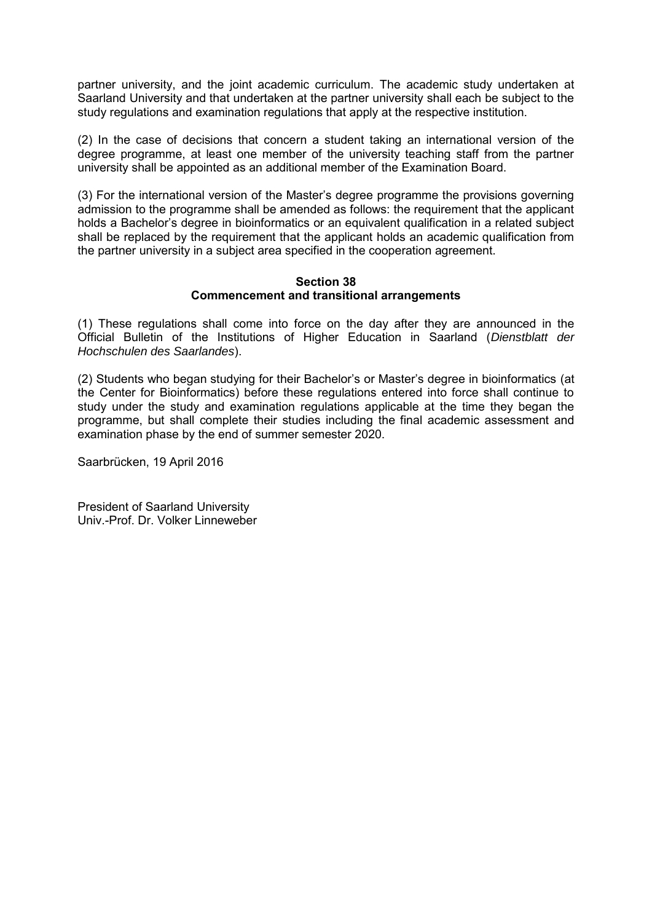partner university, and the joint academic curriculum. The academic study undertaken at Saarland University and that undertaken at the partner university shall each be subject to the study regulations and examination regulations that apply at the respective institution.

(2) In the case of decisions that concern a student taking an international version of the degree programme, at least one member of the university teaching staff from the partner university shall be appointed as an additional member of the Examination Board.

(3) For the international version of the Master's degree programme the provisions governing admission to the programme shall be amended as follows: the requirement that the applicant holds a Bachelor's degree in bioinformatics or an equivalent qualification in a related subject shall be replaced by the requirement that the applicant holds an academic qualification from the partner university in a subject area specified in the cooperation agreement.

**Section 38**
**Commencement and transitional arrangements**

(1) These regulations shall come into force on the day after they are announced in the Official Bulletin of the Institutions of Higher Education in Saarland (*Dienstblatt der Hochschulen des Saarlandes*).

(2) Students who began studying for their Bachelor's or Master's degree in bioinformatics (at the Center for Bioinformatics) before these regulations entered into force shall continue to study under the study and examination regulations applicable at the time they began the programme, but shall complete their studies including the final academic assessment and examination phase by the end of summer semester 2020.

Saarbrücken, 19 April 2016

President of Saarland University
Univ.-Prof. Dr. Volker Linneweber